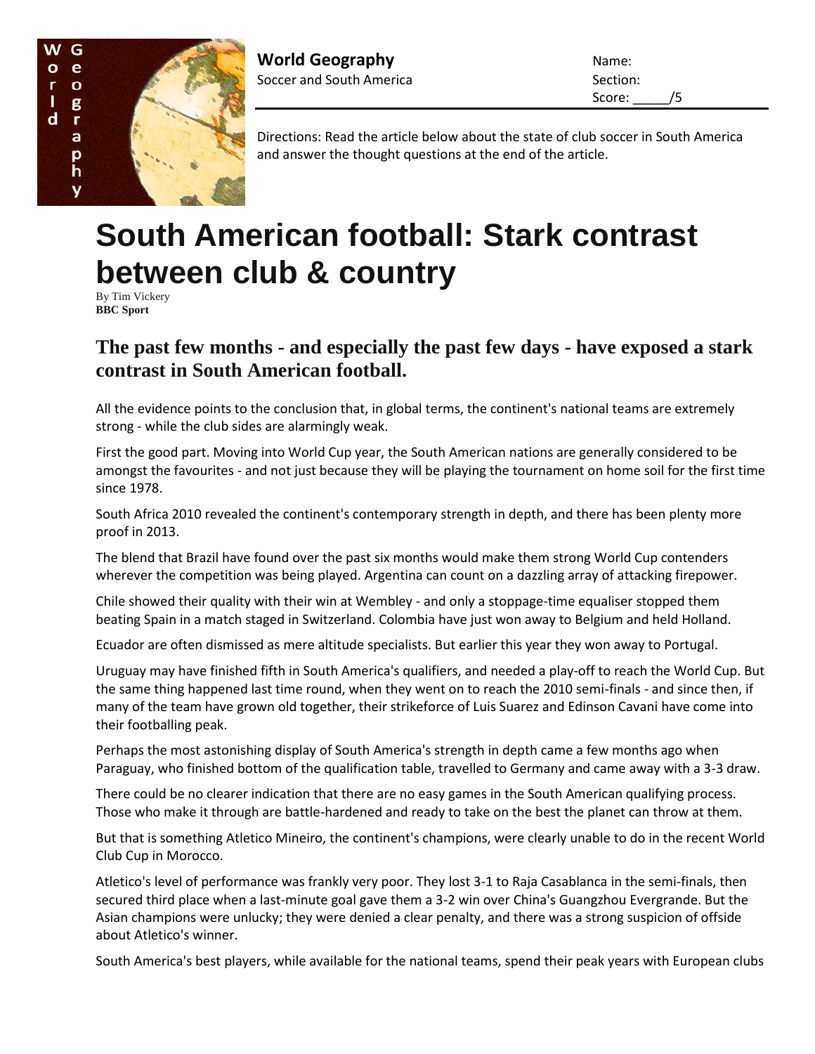**World Geography**

Soccer and South America

Name:

Section:

Score: _____/5

Directions: Read the article below about the state of club soccer in South America and answer the thought questions at the end of the article.

# South American football: Stark contrast between club & country

By Tim Vickery

**BBC Sport**

## The past few months - and especially the past few days - have exposed a stark contrast in South American football.

All the evidence points to the conclusion that, in global terms, the continent's national teams are extremely strong - while the club sides are alarmingly weak.

First the good part. Moving into World Cup year, the South American nations are generally considered to be amongst the favourites - and not just because they will be playing the tournament on home soil for the first time since 1978.

South Africa 2010 revealed the continent's contemporary strength in depth, and there has been plenty more proof in 2013.

The blend that Brazil have found over the past six months would make them strong World Cup contenders wherever the competition was being played. Argentina can count on a dazzling array of attacking firepower.

Chile showed their quality with their win at Wembley - and only a stoppage-time equaliser stopped them beating Spain in a match staged in Switzerland. Colombia have just won away to Belgium and held Holland.

Ecuador are often dismissed as mere altitude specialists. But earlier this year they won away to Portugal.

Uruguay may have finished fifth in South America's qualifiers, and needed a play-off to reach the World Cup. But the same thing happened last time round, when they went on to reach the 2010 semi-finals - and since then, if many of the team have grown old together, their strikeforce of Luis Suarez and Edinson Cavani have come into their footballing peak.

Perhaps the most astonishing display of South America's strength in depth came a few months ago when Paraguay, who finished bottom of the qualification table, travelled to Germany and came away with a 3-3 draw.

There could be no clearer indication that there are no easy games in the South American qualifying process. Those who make it through are battle-hardened and ready to take on the best the planet can throw at them.

But that is something Atletico Mineiro, the continent's champions, were clearly unable to do in the recent World Club Cup in Morocco.

Atletico's level of performance was frankly very poor. They lost 3-1 to Raja Casablanca in the semi-finals, then secured third place when a last-minute goal gave them a 3-2 win over China's Guangzhou Evergrande. But the Asian champions were unlucky; they were denied a clear penalty, and there was a strong suspicion of offside about Atletico's winner.

South America's best players, while available for the national teams, spend their peak years with European clubs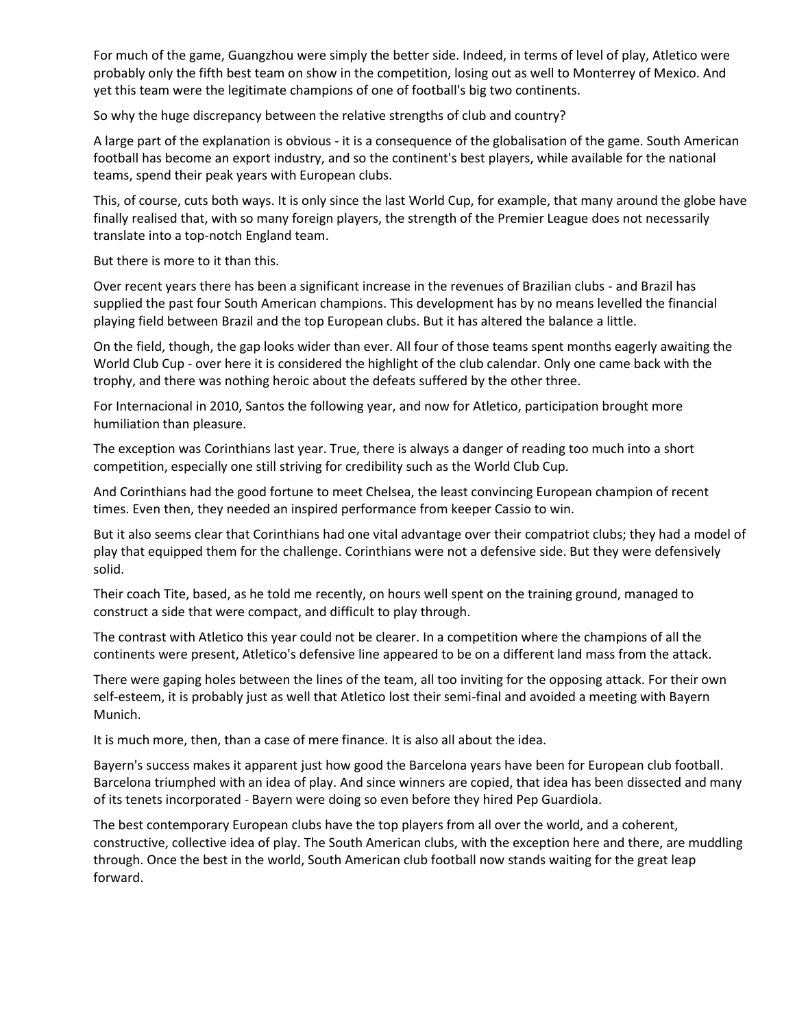For much of the game, Guangzhou were simply the better side. Indeed, in terms of level of play, Atletico were probably only the fifth best team on show in the competition, losing out as well to Monterrey of Mexico. And yet this team were the legitimate champions of one of football's big two continents.

So why the huge discrepancy between the relative strengths of club and country?

A large part of the explanation is obvious - it is a consequence of the globalisation of the game. South American football has become an export industry, and so the continent's best players, while available for the national teams, spend their peak years with European clubs.

This, of course, cuts both ways. It is only since the last World Cup, for example, that many around the globe have finally realised that, with so many foreign players, the strength of the Premier League does not necessarily translate into a top-notch England team.

But there is more to it than this.

Over recent years there has been a significant increase in the revenues of Brazilian clubs - and Brazil has supplied the past four South American champions. This development has by no means levelled the financial playing field between Brazil and the top European clubs. But it has altered the balance a little.

On the field, though, the gap looks wider than ever. All four of those teams spent months eagerly awaiting the World Club Cup - over here it is considered the highlight of the club calendar. Only one came back with the trophy, and there was nothing heroic about the defeats suffered by the other three.

For Internacional in 2010, Santos the following year, and now for Atletico, participation brought more humiliation than pleasure.

The exception was Corinthians last year. True, there is always a danger of reading too much into a short competition, especially one still striving for credibility such as the World Club Cup.

And Corinthians had the good fortune to meet Chelsea, the least convincing European champion of recent times. Even then, they needed an inspired performance from keeper Cassio to win.

But it also seems clear that Corinthians had one vital advantage over their compatriot clubs; they had a model of play that equipped them for the challenge. Corinthians were not a defensive side. But they were defensively solid.

Their coach Tite, based, as he told me recently, on hours well spent on the training ground, managed to construct a side that were compact, and difficult to play through.

The contrast with Atletico this year could not be clearer. In a competition where the champions of all the continents were present, Atletico's defensive line appeared to be on a different land mass from the attack.

There were gaping holes between the lines of the team, all too inviting for the opposing attack. For their own self-esteem, it is probably just as well that Atletico lost their semi-final and avoided a meeting with Bayern Munich.

It is much more, then, than a case of mere finance. It is also all about the idea.

Bayern's success makes it apparent just how good the Barcelona years have been for European club football. Barcelona triumphed with an idea of play. And since winners are copied, that idea has been dissected and many of its tenets incorporated - Bayern were doing so even before they hired Pep Guardiola.

The best contemporary European clubs have the top players from all over the world, and a coherent, constructive, collective idea of play. The South American clubs, with the exception here and there, are muddling through. Once the best in the world, South American club football now stands waiting for the great leap forward.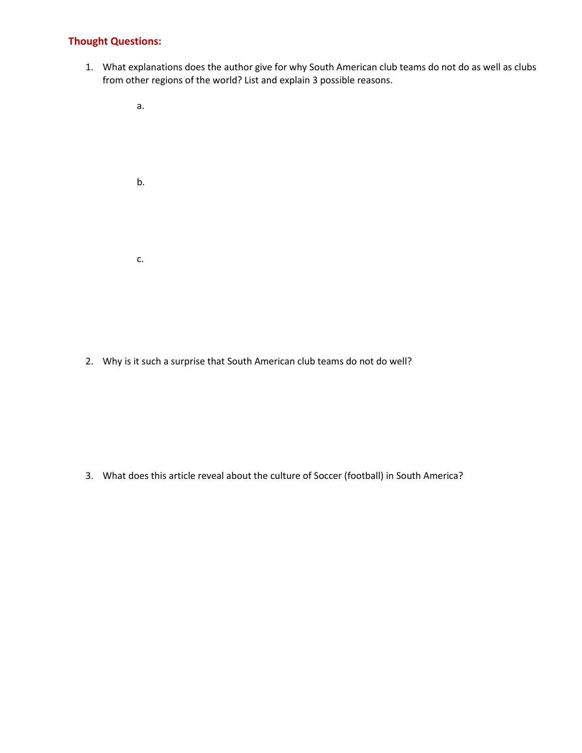## Thought Questions:

1. What explanations does the author give for why South American club teams do not do as well as clubs from other regions of the world? List and explain 3 possible reasons.

    a.

    b.

    c.

2. Why is it such a surprise that South American club teams do not do well?

3. What does this article reveal about the culture of Soccer (football) in South America?